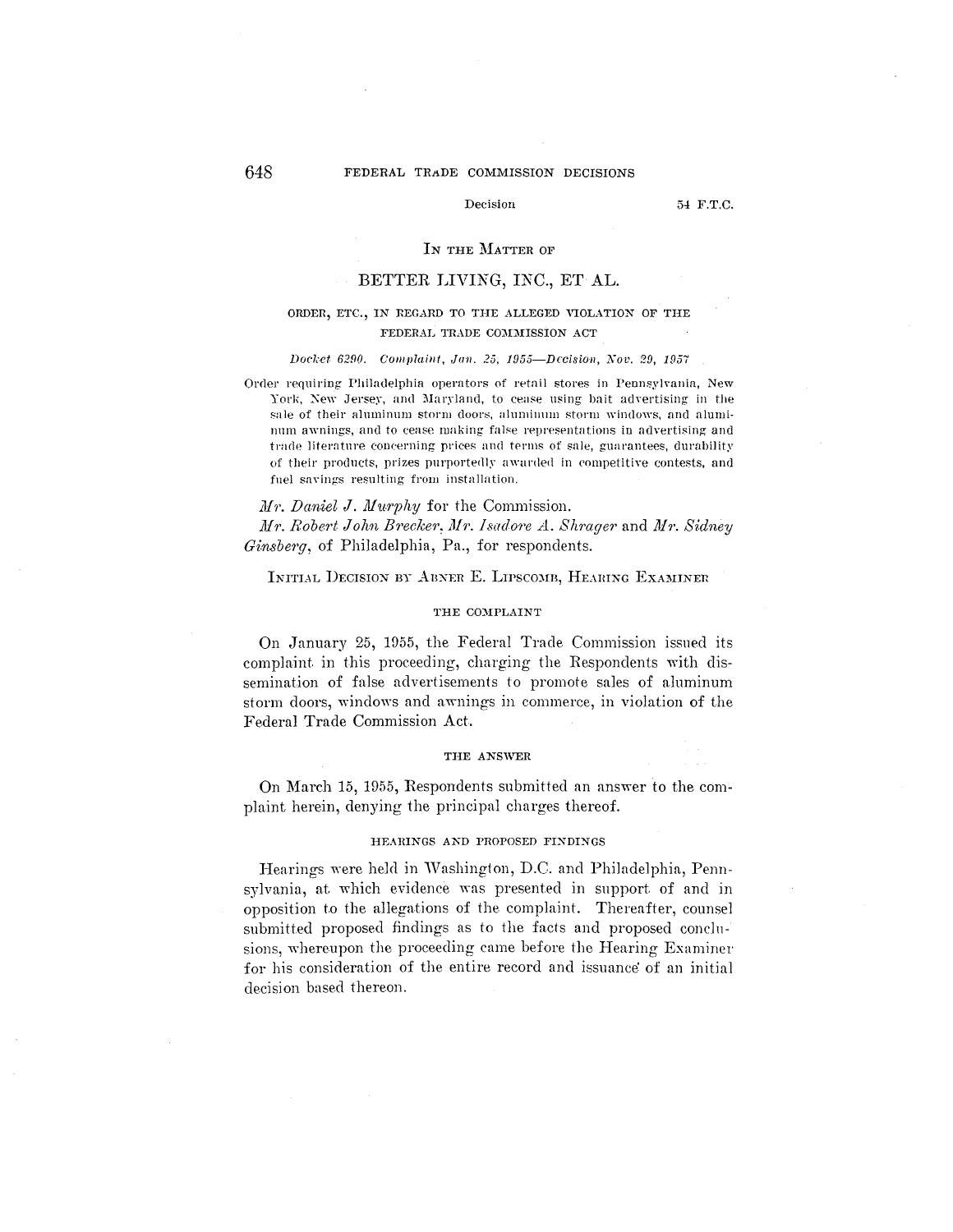IN THE MATTER OF

# BETTER LIVING, INC., ET AL.

ORDER, ETC., IN REGARD TO THE ALLEGED VIOLATION OF THE FEDERAL TRADE COMMISSION ACT

*Docket 6290. Complaint, Jan. 25, 1955—Decision, Nov. 29, 1957*

Order requiring Philadelphia operators of retail stores in Pennsylvania, New York, New Jersey, and Maryland, to cease using bait advertising in the sale of their aluminum storm doors, aluminum storm windows, and aluminum awnings, and to cease making false representations in advertising and trade literature concerning prices and terms of sale, guarantees, durability of their products, prizes purportedly awarded in competitive contests, and fuel savings resulting from installation.

*Mr. Daniel J. Murphy* for the Commission.

*Mr. Robert John Brecker, Mr. Isadore A. Shrager* and *Mr. Sidney Ginsberg*, of Philadelphia, Pa., for respondents.

## INITIAL DECISION BY ABNER E. LIPSCOMB, HEARING EXAMINER

### THE COMPLAINT

On January 25, 1955, the Federal Trade Commission issued its complaint in this proceeding, charging the Respondents with dissemination of false advertisements to promote sales of aluminum storm doors, windows and awnings in commerce, in violation of the Federal Trade Commission Act.

### THE ANSWER

On March 15, 1955, Respondents submitted an answer to the complaint herein, denying the principal charges thereof.

### HEARINGS AND PROPOSED FINDINGS

Hearings were held in Washington, D.C. and Philadelphia, Pennsylvania, at which evidence was presented in support of and in opposition to the allegations of the complaint. Thereafter, counsel submitted proposed findings as to the facts and proposed conclusions, whereupon the proceeding came before the Hearing Examiner for his consideration of the entire record and issuance of an initial decision based thereon.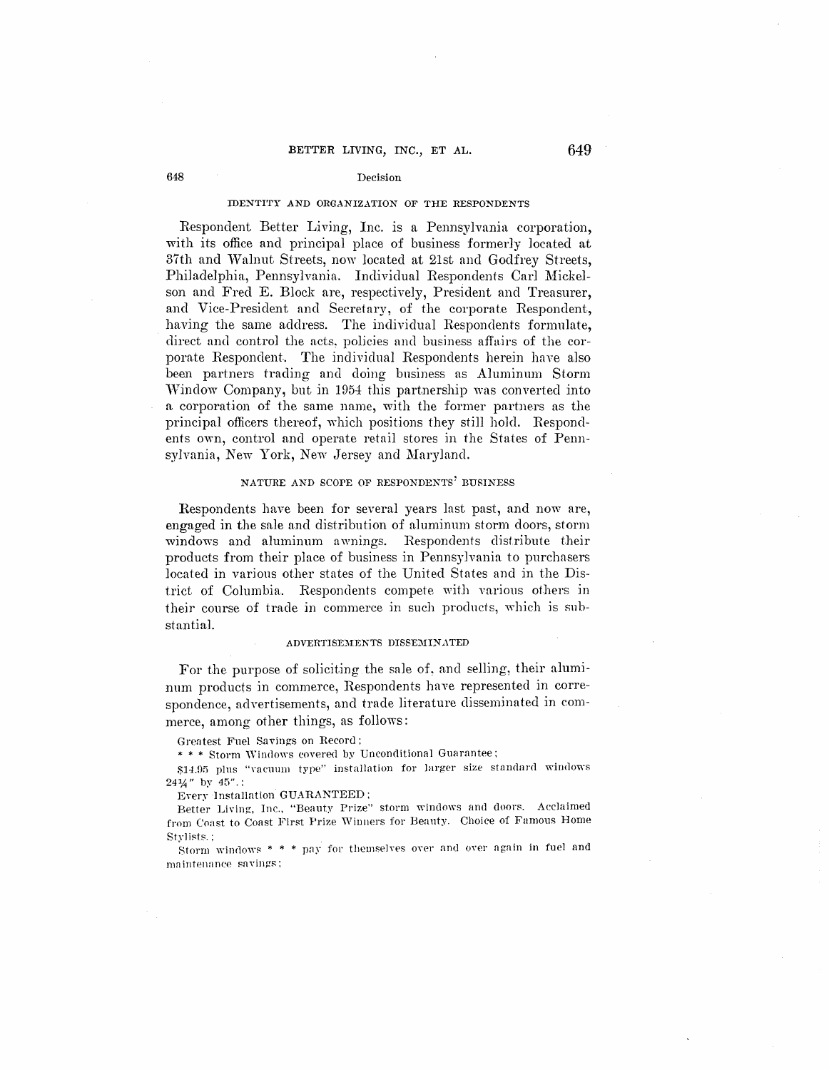### IDENTITY AND ORGANIZATION OF THE RESPONDENTS

Respondent Better Living, Inc. is a Pennsylvania corporation, with its office and principal place of business formerly located at 37th and Walnut Streets, now located at 21st and Godfrey Streets, Philadelphia, Pennsylvania. Individual Respondents Carl Mickelson and Fred E. Block are, respectively, President and Treasurer, and Vice-President and Secretary, of the corporate Respondent, having the same address. The individual Respondents formulate, direct and control the acts, policies and business affairs of the corporate Respondent. The individual Respondents herein have also been partners trading and doing business as Aluminum Storm Window Company, but in 1954 this partnership was converted into a corporation of the same name, with the former partners as the principal officers thereof, which positions they still hold. Respondents own, control and operate retail stores in the States of Pennsylvania, New York, New Jersey and Maryland.

### NATURE AND SCOPE OF RESPONDENTS' BUSINESS

Respondents have been for several years last past, and now are, engaged in the sale and distribution of aluminum storm doors, storm windows and aluminum awnings. Respondents distribute their products from their place of business in Pennsylvania to purchasers located in various other states of the United States and in the District of Columbia. Respondents compete with various others in their course of trade in commerce in such products, which is substantial.

### ADVERTISEMENTS DISSEMINATED

For the purpose of soliciting the sale of, and selling, their aluminum products in commerce, Respondents have represented in correspondence, advertisements, and trade literature disseminated in commerce, among other things, as follows:

Greatest Fuel Savings on Record;

* * * Storm Windows covered by Unconditional Guarantee;

$14.95 plus "vacuum type" installation for larger size standard windows 24¼" by 45".;

Every Installation GUARANTEED;

Better Living, Inc., "Beauty Prize" storm windows and doors. Acclaimed from Coast to Coast First Prize Winners for Beauty. Choice of Famous Home Stylists.;

Storm windows * * * pay for themselves over and over again in fuel and maintenance savings;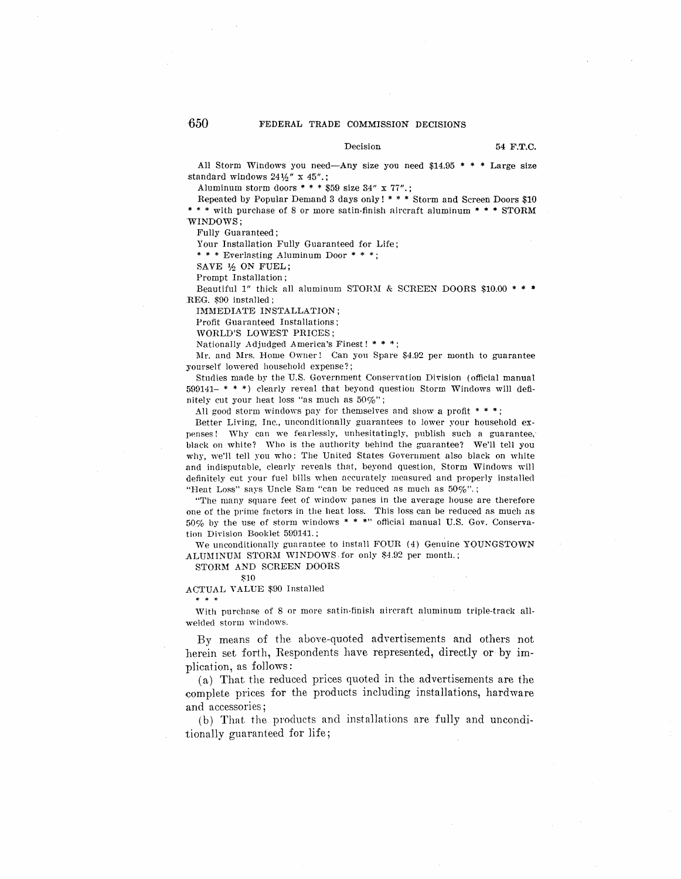All Storm Windows you need—Any size you need $14.95 * * * Large size standard windows 24½" x 45".;

Aluminum storm doors * * * $59 size 34" x 77".;

Repeated by Popular Demand 3 days only! * * * Storm and Screen Doors $10 * * * with purchase of 8 or more satin-finish aircraft aluminum * * * STORM WINDOWS;

Fully Guaranteed;

Your Installation Fully Guaranteed for Life;

* * * Everlasting Aluminum Door * * *;

SAVE ½ ON FUEL;

Prompt Installation;

Beautiful 1" thick all aluminum STORM & SCREEN DOORS $10.00 * * * REG. $90 installed;

IMMEDIATE INSTALLATION;

Profit Guaranteed Installations;

WORLD'S LOWEST PRICES;

Nationally Adjudged America's Finest! * * *;

Mr. and Mrs. Home Owner! Can you Spare $4.92 per month to guarantee yourself lowered household expense?;

Studies made by the U.S. Government Conservation Division (official manual 599141– * * *) clearly reveal that beyond question Storm Windows will definitely cut your heat loss "as much as 50%";

All good storm windows pay for themselves and show a profit * * *;

Better Living, Inc., unconditionally guarantees to lower your household expenses! Why can we fearlessly, unhesitatingly, publish such a guarantee, black on white? Who is the authority behind the guarantee? We'll tell you why, we'll tell you who: The United States Government also black on white and indisputable, clearly reveals that, beyond question, Storm Windows will definitely cut your fuel bills when accurately measured and properly installed "Heat Loss" says Uncle Sam "can be reduced as much as 50%".;

"The many square feet of window panes in the average house are therefore one of the prime factors in the heat loss. This loss can be reduced as much as 50% by the use of storm windows * * *" official manual U.S. Gov. Conservation Division Booklet 599141.;

We unconditionally guarantee to install FOUR (4) Genuine YOUNGSTOWN ALUMINUM STORM WINDOWS for only $4.92 per month.;

STORM AND SCREEN DOORS
$10
ACTUAL VALUE $90 Installed
* * *

With purchase of 8 or more satin-finish aircraft aluminum triple-track all-welded storm windows.

By means of the above-quoted advertisements and others not herein set forth, Respondents have represented, directly or by implication, as follows:

(a) That the reduced prices quoted in the advertisements are the complete prices for the products including installations, hardware and accessories;

(b) That the products and installations are fully and unconditionally guaranteed for life;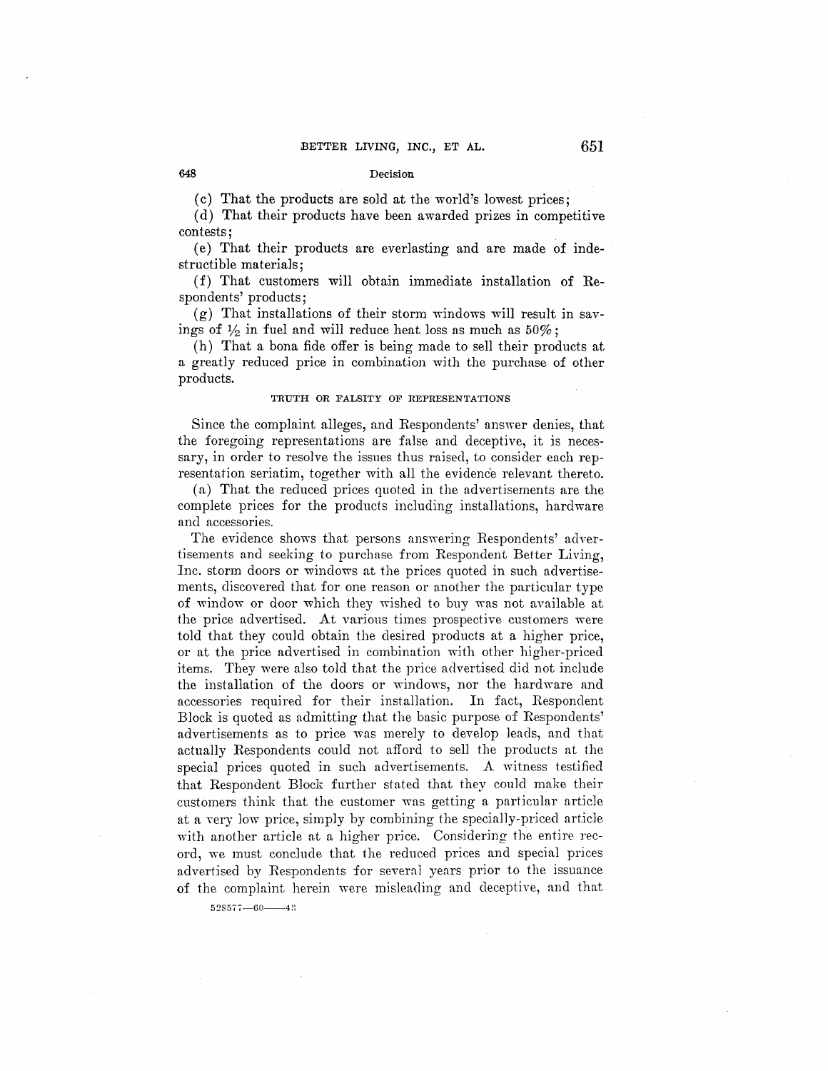(c) That the products are sold at the world's lowest prices;

(d) That their products have been awarded prizes in competitive contests;

(e) That their products are everlasting and are made of indestructible materials;

(f) That customers will obtain immediate installation of Respondents' products;

(g) That installations of their storm windows will result in savings of $\frac{1}{2}$ in fuel and will reduce heat loss as much as 50%;

(h) That a bona fide offer is being made to sell their products at a greatly reduced price in combination with the purchase of other products.

TRUTH OR FALSITY OF REPRESENTATIONS

Since the complaint alleges, and Respondents' answer denies, that the foregoing representations are false and deceptive, it is necessary, in order to resolve the issues thus raised, to consider each representation seriatim, together with all the evidence relevant thereto.

(a) That the reduced prices quoted in the advertisements are the complete prices for the products including installations, hardware and accessories.

The evidence shows that persons answering Respondents' advertisements and seeking to purchase from Respondent Better Living, Inc. storm doors or windows at the prices quoted in such advertisements, discovered that for one reason or another the particular type of window or door which they wished to buy was not available at the price advertised. At various times prospective customers were told that they could obtain the desired products at a higher price, or at the price advertised in combination with other higher-priced items. They were also told that the price advertised did not include the installation of the doors or windows, nor the hardware and accessories required for their installation. In fact, Respondent Block is quoted as admitting that the basic purpose of Respondents' advertisements as to price was merely to develop leads, and that actually Respondents could not afford to sell the products at the special prices quoted in such advertisements. A witness testified that Respondent Block further stated that they could make their customers think that the customer was getting a particular article at a very low price, simply by combining the specially-priced article with another article at a higher price. Considering the entire record, we must conclude that the reduced prices and special prices advertised by Respondents for several years prior to the issuance of the complaint herein were misleading and deceptive, and that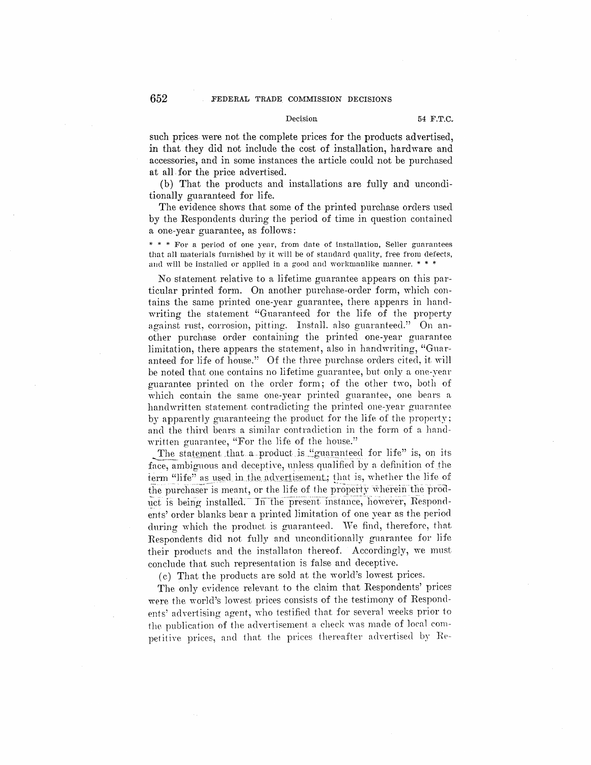such prices were not the complete prices for the products advertised, in that they did not include the cost of installation, hardware and accessories, and in some instances the article could not be purchased at all for the price advertised.

(b) That the products and installations are fully and unconditionally guaranteed for life.

The evidence shows that some of the printed purchase orders used by the Respondents during the period of time in question contained a one-year guarantee, as follows:

> * * * For a period of one year, from date of installation, Seller guarantees that all materials furnished by it will be of standard quality, free from defects, and will be installed or applied in a good and workmanlike manner. * * *

No statement relative to a lifetime guarantee appears on this particular printed form. On another purchase-order form, which contains the same printed one-year guarantee, there appears in handwriting the statement "Guaranteed for the life of the property against rust, corrosion, pitting. Install. also guaranteed." On another purchase order containing the printed one-year guarantee limitation, there appears the statement, also in handwriting, "Guaranteed for life of house." Of the three purchase orders cited, it will be noted that one contains no lifetime guarantee, but only a one-year guarantee printed on the order form; of the other two, both of which contain the same one-year printed guarantee, one bears a handwritten statement contradicting the printed one-year guarantee by apparently guaranteeing the product for the life of the property; and the third bears a similar contradiction in the form of a handwritten guarantee, "For the life of the house."

The statement that a product is "guaranteed for life" is, on its face, ambiguous and deceptive, unless qualified by a definition of the term "life" as used in the advertisement; that is, whether the life of the purchaser is meant, or the life of the property wherein the product is being installed. In the present instance, however, Respondents' order blanks bear a printed limitation of one year as the period during which the product is guaranteed. We find, therefore, that Respondents did not fully and unconditionally guarantee for life their products and the installaton thereof. Accordingly, we must conclude that such representation is false and deceptive.

(c) That the products are sold at the world's lowest prices.

The only evidence relevant to the claim that Respondents' prices were the world's lowest prices consists of the testimony of Respondents' advertising agent, who testified that for several weeks prior to the publication of the advertisement a check was made of local competitive prices, and that the prices thereafter advertised by Re-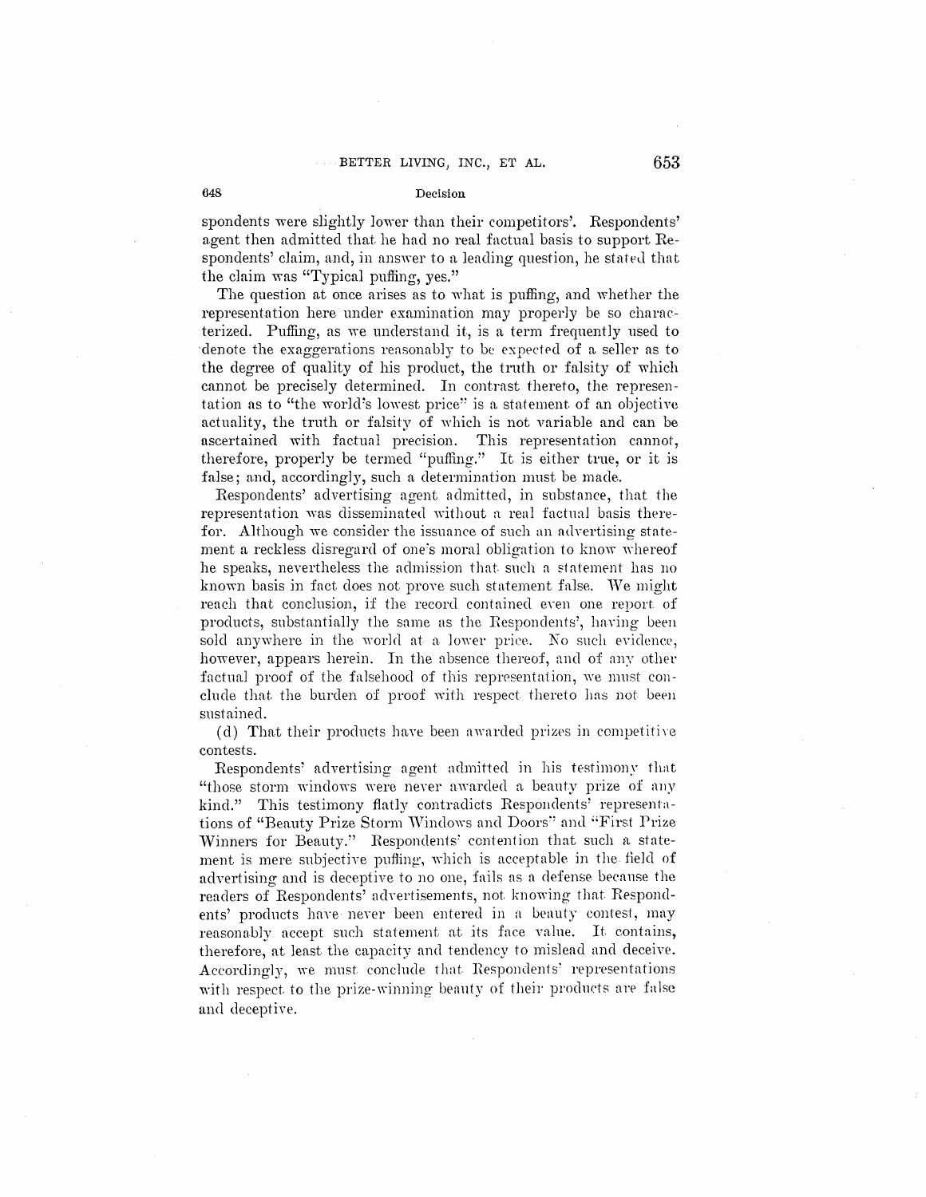spondents were slightly lower than their competitors'. Respondents' agent then admitted that he had no real factual basis to support Respondents' claim, and, in answer to a leading question, he stated that the claim was "Typical puffing, yes."

The question at once arises as to what is puffing, and whether the representation here under examination may properly be so characterized. Puffing, as we understand it, is a term frequently used to denote the exaggerations reasonably to be expected of a seller as to the degree of quality of his product, the truth or falsity of which cannot be precisely determined. In contrast thereto, the representation as to "the world's lowest price" is a statement of an objective actuality, the truth or falsity of which is not variable and can be ascertained with factual precision. This representation cannot, therefore, properly be termed "puffing." It is either true, or it is false; and, accordingly, such a determination must be made.

Respondents' advertising agent admitted, in substance, that the representation was disseminated without a real factual basis therefor. Although we consider the issuance of such an advertising statement a reckless disregard of one's moral obligation to know whereof he speaks, nevertheless the admission that such a statement has no known basis in fact does not prove such statement false. We might reach that conclusion, if the record contained even one report of products, substantially the same as the Respondents', having been sold anywhere in the world at a lower price. No such evidence, however, appears herein. In the absence thereof, and of any other factual proof of the falsehood of this representation, we must conclude that the burden of proof with respect thereto has not been sustained.

(d) That their products have been awarded prizes in competitive contests.

Respondents' advertising agent admitted in his testimony that "those storm windows were never awarded a beauty prize of any kind." This testimony flatly contradicts Respondents' representations of "Beauty Prize Storm Windows and Doors" and "First Prize Winners for Beauty." Respondents' contention that such a statement is mere subjective puffing, which is acceptable in the field of advertising and is deceptive to no one, fails as a defense because the readers of Respondents' advertisements, not knowing that Respondents' products have never been entered in a beauty contest, may reasonably accept such statement at its face value. It contains, therefore, at least the capacity and tendency to mislead and deceive. Accordingly, we must conclude that Respondents' representations with respect to the prize-winning beauty of their products are false and deceptive.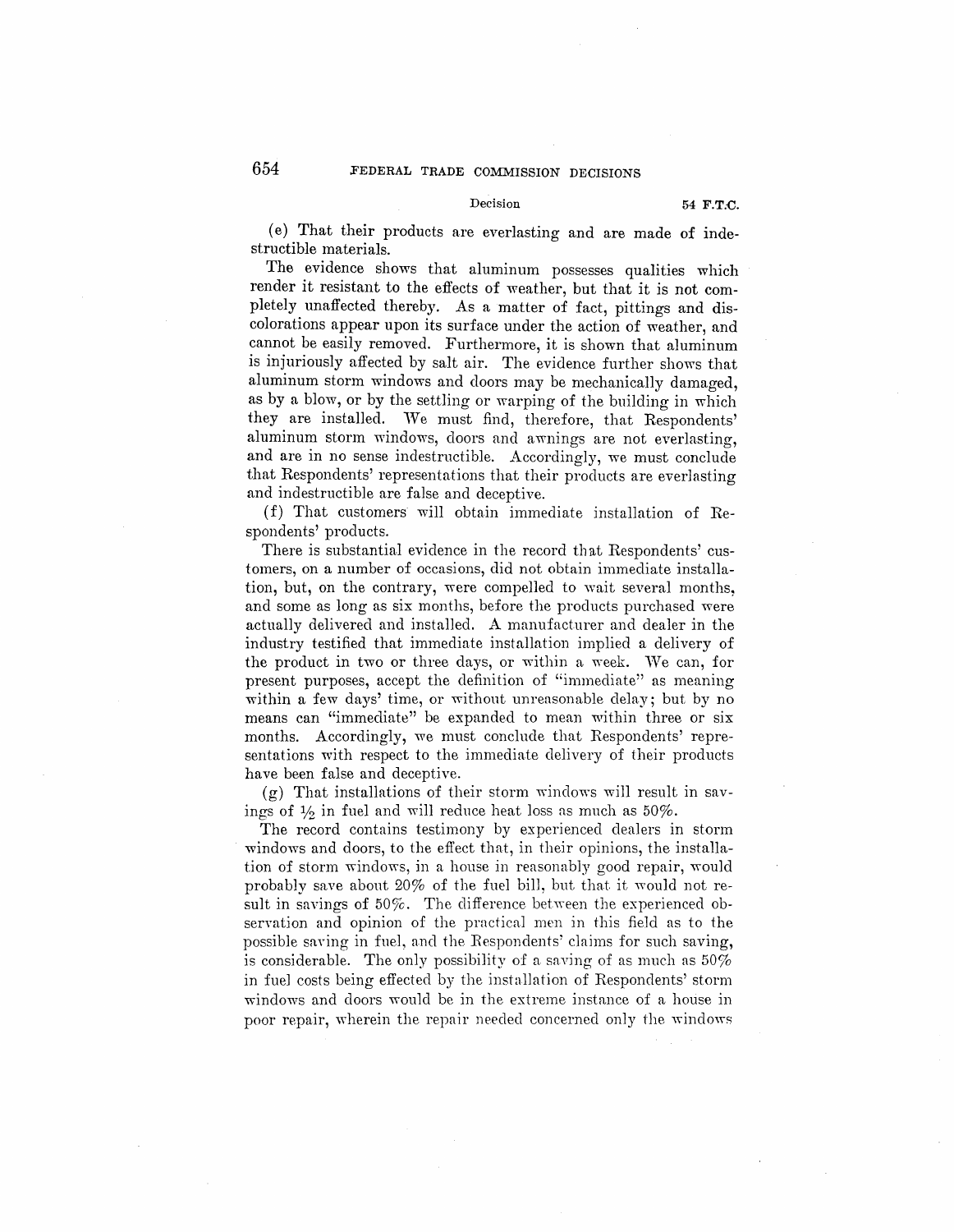(e) That their products are everlasting and are made of indestructible materials.

The evidence shows that aluminum possesses qualities which render it resistant to the effects of weather, but that it is not completely unaffected thereby. As a matter of fact, pittings and discolorations appear upon its surface under the action of weather, and cannot be easily removed. Furthermore, it is shown that aluminum is injuriously affected by salt air. The evidence further shows that aluminum storm windows and doors may be mechanically damaged, as by a blow, or by the settling or warping of the building in which they are installed. We must find, therefore, that Respondents' aluminum storm windows, doors and awnings are not everlasting, and are in no sense indestructible. Accordingly, we must conclude that Respondents' representations that their products are everlasting and indestructible are false and deceptive.

(f) That customers will obtain immediate installation of Respondents' products.

There is substantial evidence in the record that Respondents' customers, on a number of occasions, did not obtain immediate installation, but, on the contrary, were compelled to wait several months, and some as long as six months, before the products purchased were actually delivered and installed. A manufacturer and dealer in the industry testified that immediate installation implied a delivery of the product in two or three days, or within a week. We can, for present purposes, accept the definition of "immediate" as meaning within a few days' time, or without unreasonable delay; but by no means can "immediate" be expanded to mean within three or six months. Accordingly, we must conclude that Respondents' representations with respect to the immediate delivery of their products have been false and deceptive.

(g) That installations of their storm windows will result in savings of $\frac{1}{2}$ in fuel and will reduce heat loss as much as 50%.

The record contains testimony by experienced dealers in storm windows and doors, to the effect that, in their opinions, the installation of storm windows, in a house in reasonably good repair, would probably save about 20% of the fuel bill, but that it would not result in savings of 50%. The difference between the experienced observation and opinion of the practical men in this field as to the possible saving in fuel, and the Respondents' claims for such saving, is considerable. The only possibility of a saving of as much as 50% in fuel costs being effected by the installation of Respondents' storm windows and doors would be in the extreme instance of a house in poor repair, wherein the repair needed concerned only the windows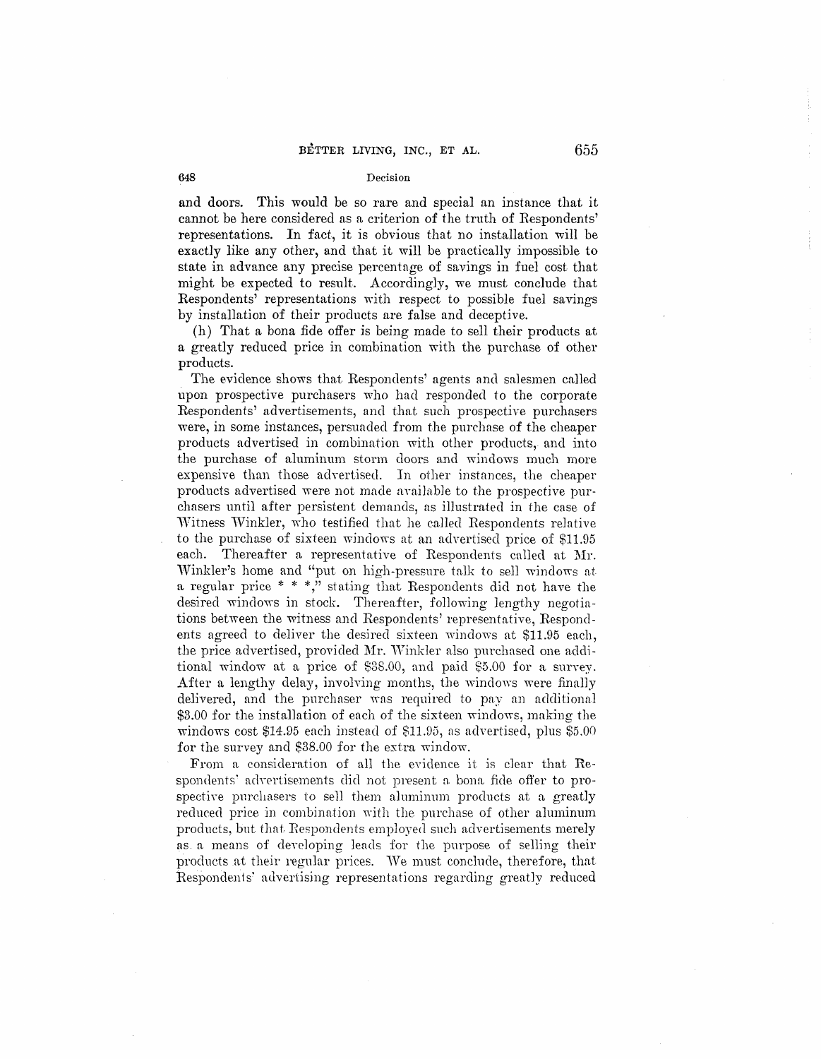and doors. This would be so rare and special an instance that it cannot be here considered as a criterion of the truth of Respondents' representations. In fact, it is obvious that no installation will be exactly like any other, and that it will be practically impossible to state in advance any precise percentage of savings in fuel cost that might be expected to result. Accordingly, we must conclude that Respondents' representations with respect to possible fuel savings by installation of their products are false and deceptive.

(h) That a bona fide offer is being made to sell their products at a greatly reduced price in combination with the purchase of other products.

The evidence shows that Respondents' agents and salesmen called upon prospective purchasers who had responded to the corporate Respondents' advertisements, and that such prospective purchasers were, in some instances, persuaded from the purchase of the cheaper products advertised in combination with other products, and into the purchase of aluminum storm doors and windows much more expensive than those advertised. In other instances, the cheaper products advertised were not made available to the prospective purchasers until after persistent demands, as illustrated in the case of Witness Winkler, who testified that he called Respondents relative to the purchase of sixteen windows at an advertised price of $11.95 each. Thereafter a representative of Respondents called at Mr. Winkler's home and "put on high-pressure talk to sell windows at a regular price * * *," stating that Respondents did not have the desired windows in stock. Thereafter, following lengthy negotiations between the witness and Respondents' representative, Respondents agreed to deliver the desired sixteen windows at $11.95 each, the price advertised, provided Mr. Winkler also purchased one additional window at a price of $38.00, and paid $5.00 for a survey. After a lengthy delay, involving months, the windows were finally delivered, and the purchaser was required to pay an additional $3.00 for the installation of each of the sixteen windows, making the windows cost $14.95 each instead of $11.95, as advertised, plus $5.00 for the survey and $38.00 for the extra window.

From a consideration of all the evidence it is clear that Respondents' advertisements did not present a bona fide offer to prospective purchasers to sell them aluminum products at a greatly reduced price in combination with the purchase of other aluminum products, but that Respondents employed such advertisements merely as a means of developing leads for the purpose of selling their products at their regular prices. We must conclude, therefore, that Respondents' advertising representations regarding greatly reduced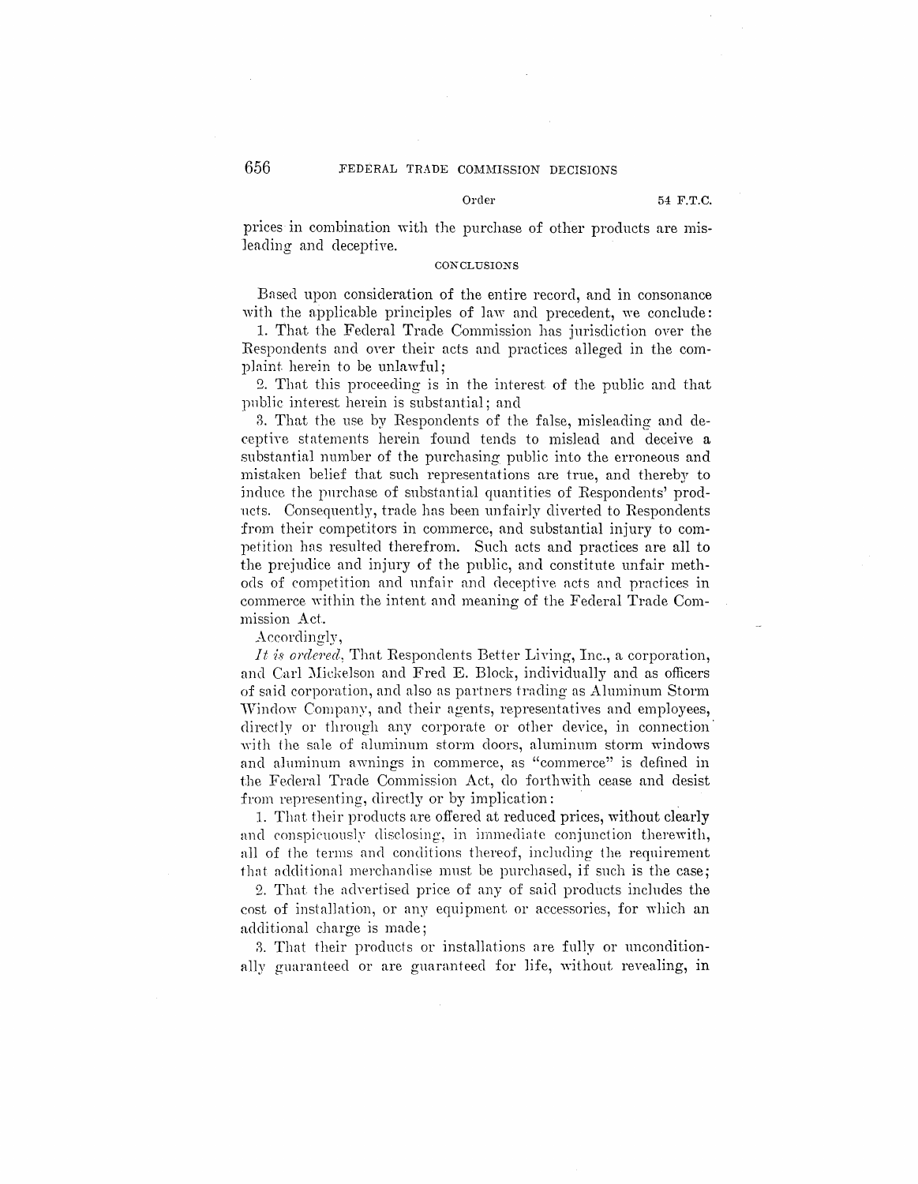prices in combination with the purchase of other products are misleading and deceptive.

### CONCLUSIONS

Based upon consideration of the entire record, and in consonance with the applicable principles of law and precedent, we conclude:

1. That the Federal Trade Commission has jurisdiction over the Respondents and over their acts and practices alleged in the complaint herein to be unlawful;

2. That this proceeding is in the interest of the public and that public interest herein is substantial; and

3. That the use by Respondents of the false, misleading and deceptive statements herein found tends to mislead and deceive a substantial number of the purchasing public into the erroneous and mistaken belief that such representations are true, and thereby to induce the purchase of substantial quantities of Respondents' products. Consequently, trade has been unfairly diverted to Respondents from their competitors in commerce, and substantial injury to competition has resulted therefrom. Such acts and practices are all to the prejudice and injury of the public, and constitute unfair methods of competition and unfair and deceptive acts and practices in commerce within the intent and meaning of the Federal Trade Commission Act.

Accordingly,

*It is ordered*, That Respondents Better Living, Inc., a corporation, and Carl Mickelson and Fred E. Block, individually and as officers of said corporation, and also as partners trading as Aluminum Storm Window Company, and their agents, representatives and employees, directly or through any corporate or other device, in connection with the sale of aluminum storm doors, aluminum storm windows and aluminum awnings in commerce, as "commerce" is defined in the Federal Trade Commission Act, do forthwith cease and desist from representing, directly or by implication:

1. That their products are offered at reduced prices, without clearly and conspicuously disclosing, in immediate conjunction therewith, all of the terms and conditions thereof, including the requirement that additional merchandise must be purchased, if such is the case;

2. That the advertised price of any of said products includes the cost of installation, or any equipment or accessories, for which an additional charge is made;

3. That their products or installations are fully or unconditionally guaranteed or are guaranteed for life, without revealing, in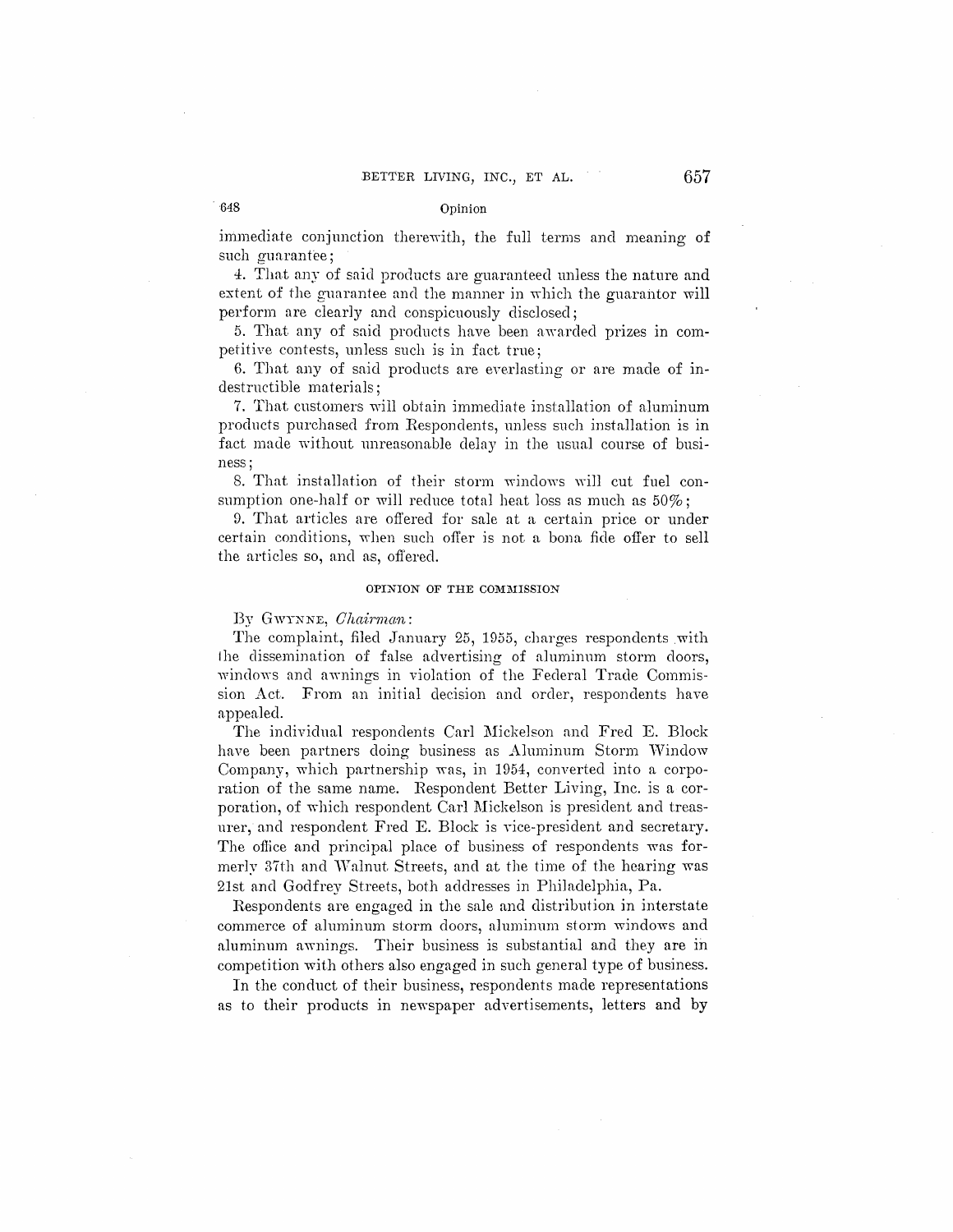immediate conjunction therewith, the full terms and meaning of such guarantee;

4. That any of said products are guaranteed unless the nature and extent of the guarantee and the manner in which the guarantor will perform are clearly and conspicuously disclosed;

5. That any of said products have been awarded prizes in competitive contests, unless such is in fact true;

6. That any of said products are everlasting or are made of indestructible materials;

7. That customers will obtain immediate installation of aluminum products purchased from Respondents, unless such installation is in fact made without unreasonable delay in the usual course of business;

8. That installation of their storm windows will cut fuel consumption one-half or will reduce total heat loss as much as 50%;

9. That articles are offered for sale at a certain price or under certain conditions, when such offer is not a bona fide offer to sell the articles so, and as, offered.

## OPINION OF THE COMMISSION

By GWYNNE, *Chairman*:

The complaint, filed January 25, 1955, charges respondents with the dissemination of false advertising of aluminum storm doors, windows and awnings in violation of the Federal Trade Commission Act. From an initial decision and order, respondents have appealed.

The individual respondents Carl Mickelson and Fred E. Block have been partners doing business as Aluminum Storm Window Company, which partnership was, in 1954, converted into a corporation of the same name. Respondent Better Living, Inc. is a corporation, of which respondent Carl Mickelson is president and treasurer, and respondent Fred E. Block is vice-president and secretary. The office and principal place of business of respondents was formerly 37th and Walnut Streets, and at the time of the hearing was 21st and Godfrey Streets, both addresses in Philadelphia, Pa.

Respondents are engaged in the sale and distribution in interstate commerce of aluminum storm doors, aluminum storm windows and aluminum awnings. Their business is substantial and they are in competition with others also engaged in such general type of business.

In the conduct of their business, respondents made representations as to their products in newspaper advertisements, letters and by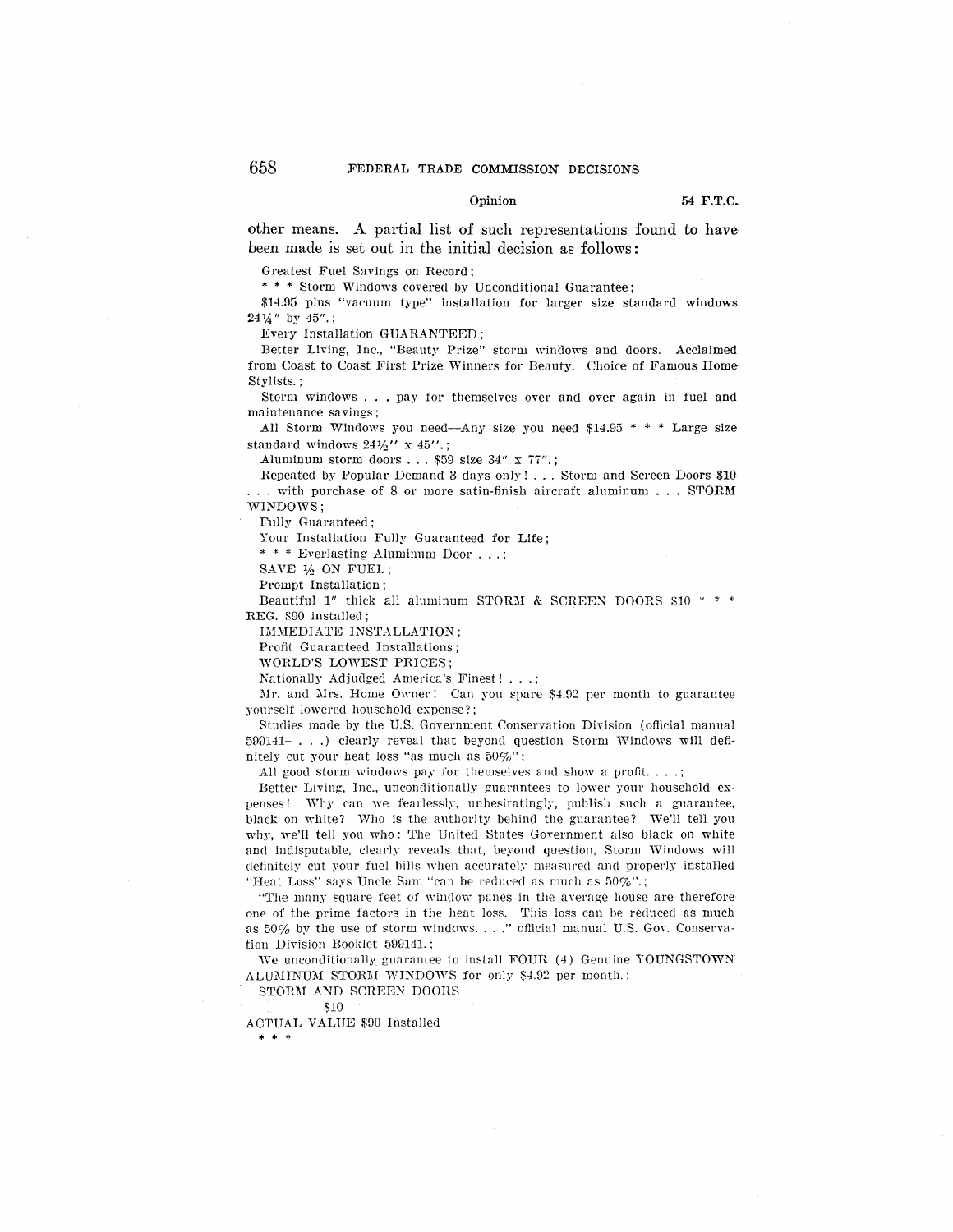other means. A partial list of such representations found to have been made is set out in the initial decision as follows:

Greatest Fuel Savings on Record;

* * * Storm Windows covered by Unconditional Guarantee;

$14.95 plus "vacuum type" installation for larger size standard windows 24¼" by 45".;

Every Installation GUARANTEED;

Better Living, Inc., "Beauty Prize" storm windows and doors. Acclaimed from Coast to Coast First Prize Winners for Beauty. Choice of Famous Home Stylists.;

Storm windows . . . pay for themselves over and over again in fuel and maintenance savings;

All Storm Windows you need—Any size you need $14.95 * * * Large size standard windows 24½" x 45".;

Aluminum storm doors . . . $59 size 34" x 77".;

Repeated by Popular Demand 3 days only! . . . Storm and Screen Doors $10 . . . with purchase of 8 or more satin-finish aircraft aluminum . . . STORM WINDOWS;

Fully Guaranteed;

Your Installation Fully Guaranteed for Life;

* * * Everlasting Aluminum Door . . .;

SAVE ½ ON FUEL;

Prompt Installation;

Beautiful 1" thick all aluminum STORM & SCREEN DOORS $10 * * * REG. $90 installed;

IMMEDIATE INSTALLATION;

Profit Guaranteed Installations;

WORLD'S LOWEST PRICES;

Nationally Adjudged America's Finest! . . .;

Mr. and Mrs. Home Owner! Can you spare $4.92 per month to guarantee yourself lowered household expense?;

Studies made by the U.S. Government Conservation Division (official manual 599141– . . .) clearly reveal that beyond question Storm Windows will definitely cut your heat loss "as much as 50%";

All good storm windows pay for themselves and show a profit. . . .;

Better Living, Inc., unconditionally guarantees to lower your household expenses! Why can we fearlessly, unhesitatingly, publish such a guarantee, black on white? Who is the authority behind the guarantee? We'll tell you why, we'll tell you who: The United States Government also black on white and indisputable, clearly reveals that, beyond question, Storm Windows will definitely cut your fuel bills when accurately measured and properly installed "Heat Loss" says Uncle Sam "can be reduced as much as 50%".;

"The many square feet of window panes in the average house are therefore one of the prime factors in the heat loss. This loss can be reduced as much as 50% by the use of storm windows. . . ." official manual U.S. Gov. Conservation Division Booklet 599141.;

We unconditionally guarantee to install FOUR (4) Genuine YOUNGSTOWN ALUMINUM STORM WINDOWS for only $4.92 per month.;

STORM AND SCREEN DOORS

$10

ACTUAL VALUE $90 Installed

* * *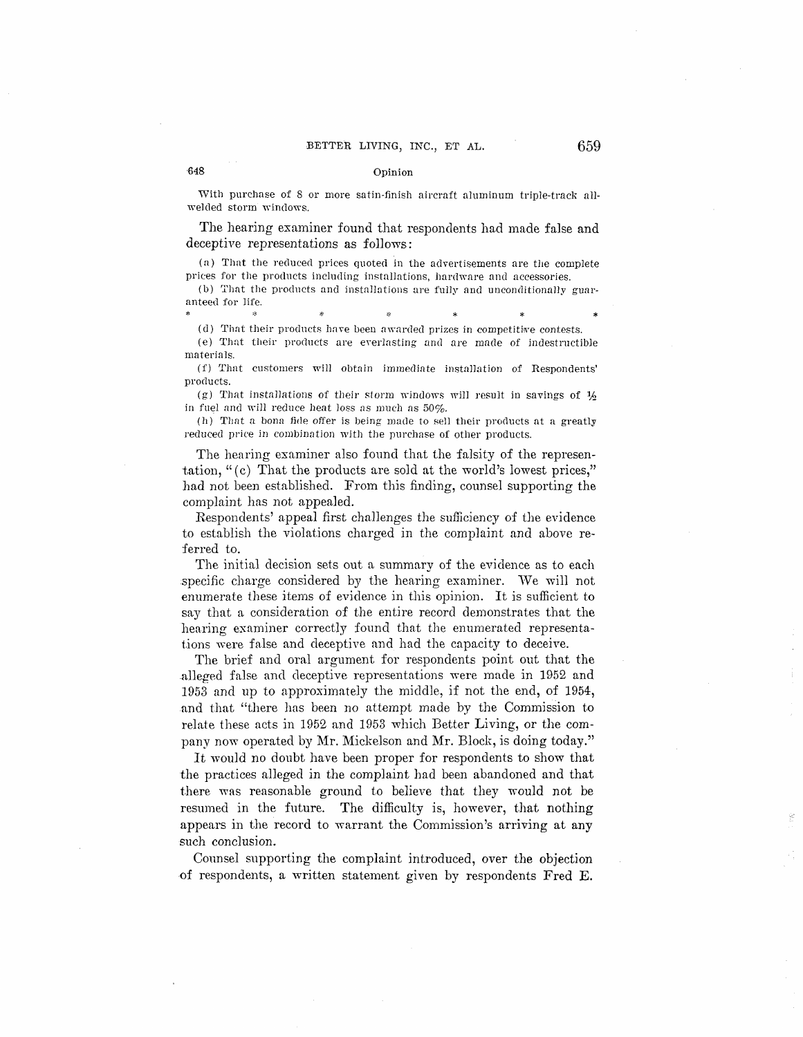With purchase of 8 or more satin-finish aircraft aluminum triple-track all-welded storm windows.

The hearing examiner found that respondents had made false and deceptive representations as follows:

(a) That the reduced prices quoted in the advertisements are the complete prices for the products including installations, hardware and accessories.

(b) That the products and installations are fully and unconditionally guaranteed for life.

\* \* \* \* \* \* \*

(d) That their products have been awarded prizes in competitive contests.

(e) That their products are everlasting and are made of indestructible materials.

(f) That customers will obtain immediate installation of Respondents' products.

(g) That installations of their storm windows will result in savings of ½ in fuel and will reduce heat loss as much as 50%.

(h) That a bona fide offer is being made to sell their products at a greatly reduced price in combination with the purchase of other products.

The hearing examiner also found that the falsity of the representation, "(c) That the products are sold at the world's lowest prices," had not been established. From this finding, counsel supporting the complaint has not appealed.

Respondents' appeal first challenges the sufficiency of the evidence to establish the violations charged in the complaint and above referred to.

The initial decision sets out a summary of the evidence as to each specific charge considered by the hearing examiner. We will not enumerate these items of evidence in this opinion. It is sufficient to say that a consideration of the entire record demonstrates that the hearing examiner correctly found that the enumerated representations were false and deceptive and had the capacity to deceive.

The brief and oral argument for respondents point out that the alleged false and deceptive representations were made in 1952 and 1953 and up to approximately the middle, if not the end, of 1954, and that "there has been no attempt made by the Commission to relate these acts in 1952 and 1953 which Better Living, or the company now operated by Mr. Mickelson and Mr. Block, is doing today."

It would no doubt have been proper for respondents to show that the practices alleged in the complaint had been abandoned and that there was reasonable ground to believe that they would not be resumed in the future. The difficulty is, however, that nothing appears in the record to warrant the Commission's arriving at any such conclusion.

Counsel supporting the complaint introduced, over the objection of respondents, a written statement given by respondents Fred E.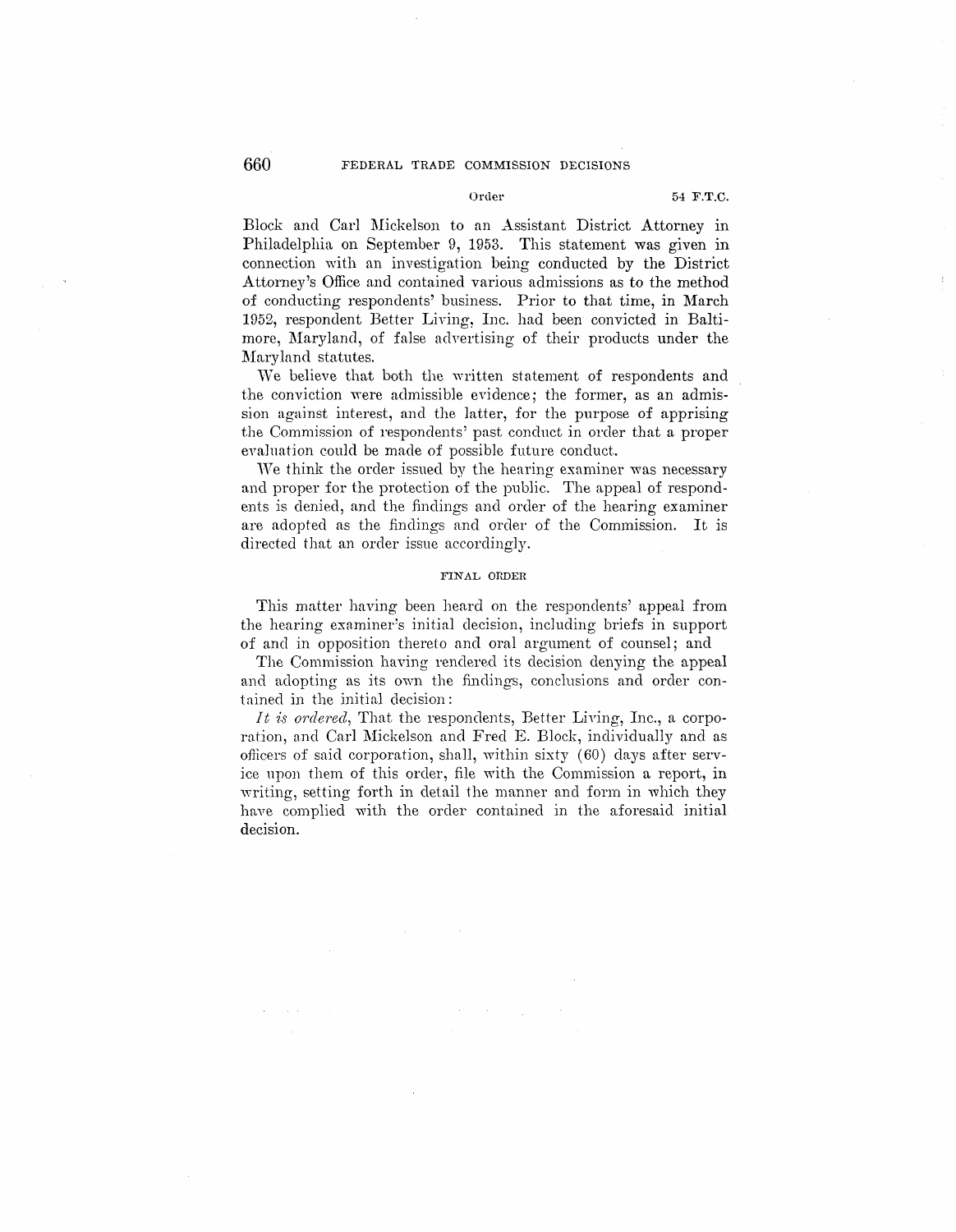Block and Carl Mickelson to an Assistant District Attorney in Philadelphia on September 9, 1953. This statement was given in connection with an investigation being conducted by the District Attorney's Office and contained various admissions as to the method of conducting respondents' business. Prior to that time, in March 1952, respondent Better Living, Inc. had been convicted in Baltimore, Maryland, of false advertising of their products under the Maryland statutes.

We believe that both the written statement of respondents and the conviction were admissible evidence; the former, as an admission against interest, and the latter, for the purpose of apprising the Commission of respondents' past conduct in order that a proper evaluation could be made of possible future conduct.

We think the order issued by the hearing examiner was necessary and proper for the protection of the public. The appeal of respondents is denied, and the findings and order of the hearing examiner are adopted as the findings and order of the Commission. It is directed that an order issue accordingly.

## FINAL ORDER

This matter having been heard on the respondents' appeal from the hearing examiner's initial decision, including briefs in support of and in opposition thereto and oral argument of counsel; and

The Commission having rendered its decision denying the appeal and adopting as its own the findings, conclusions and order contained in the initial decision:

*It is ordered*, That the respondents, Better Living, Inc., a corporation, and Carl Mickelson and Fred E. Block, individually and as officers of said corporation, shall, within sixty (60) days after service upon them of this order, file with the Commission a report, in writing, setting forth in detail the manner and form in which they have complied with the order contained in the aforesaid initial decision.